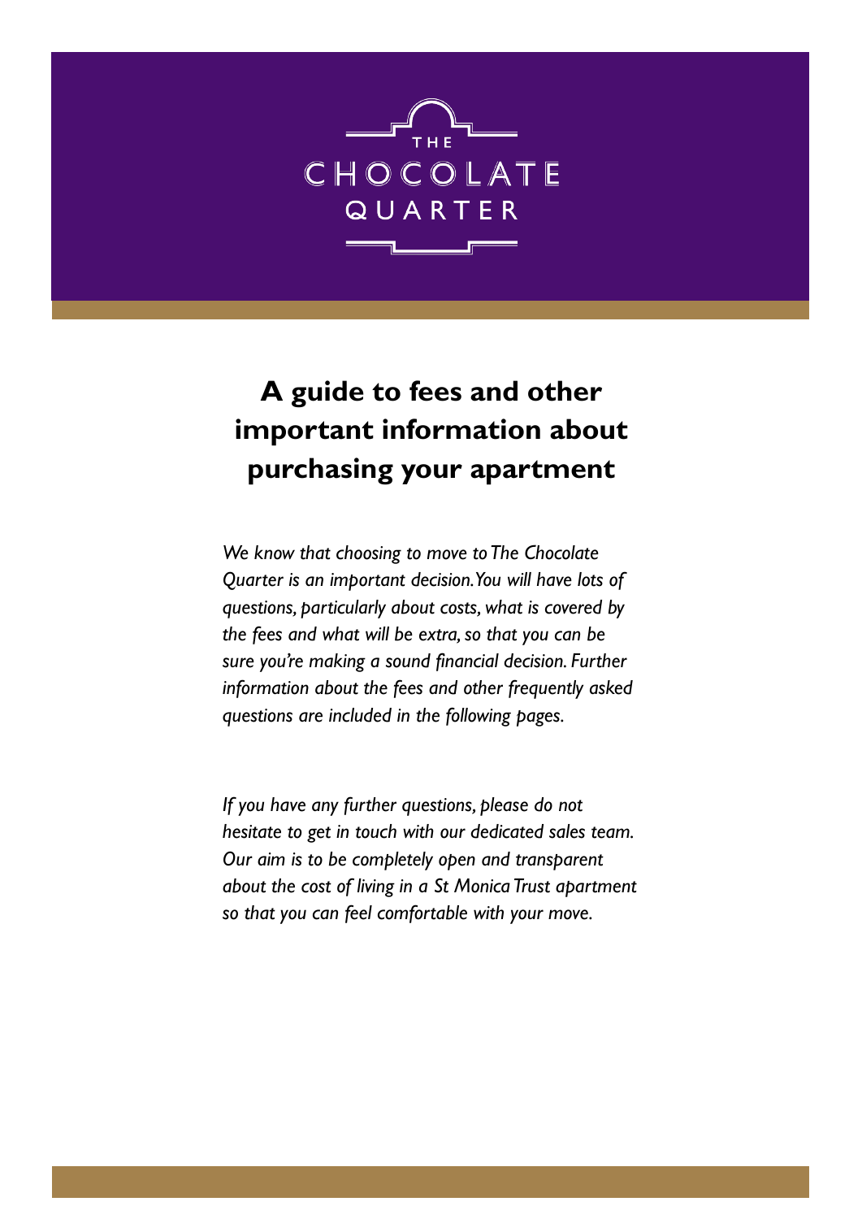THE CHOCOLATE QUARTER

# A guide to fees and other important information about purchasing your apartment

*We know that choosing to move to The Chocolate Quarter is an important decision. You will have lots of questions, particularly about costs, what is covered by the fees and what will be extra, so that you can be sure you're making a sound financial decision. Further information about the fees and other frequently asked questions are included in the following pages.*

*If you have any further questions, please do not hesitate to get in touch with our dedicated sales team. Our aim is to be completely open and transparent about the cost of living in a St Monica Trust apartment so that you can feel comfortable with your move.*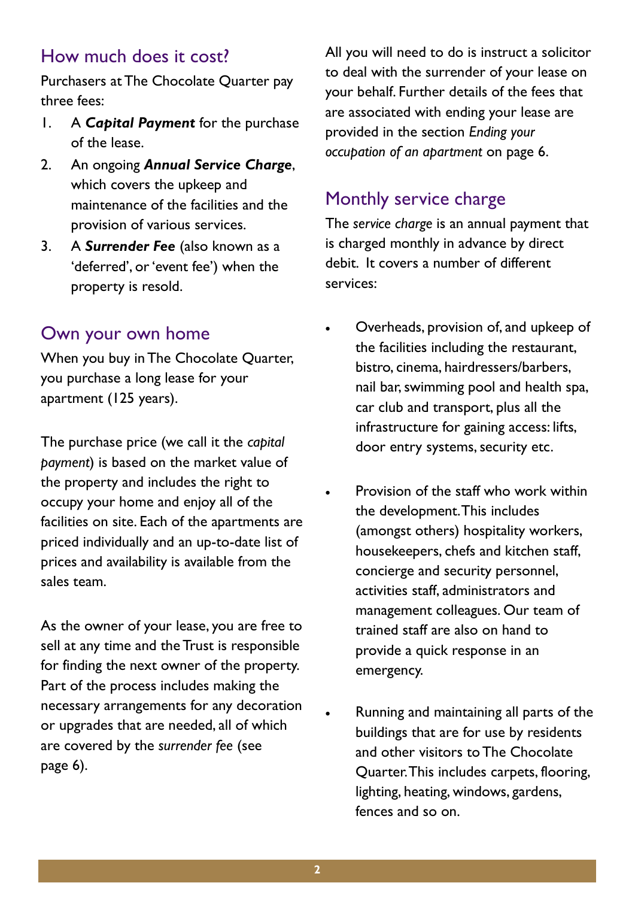## How much does it cost?

Purchasers at The Chocolate Quarter pay three fees:

1. A ***Capital Payment*** for the purchase of the lease.
2. An ongoing ***Annual Service Charge***, which covers the upkeep and maintenance of the facilities and the provision of various services.
3. A ***Surrender Fee*** (also known as a 'deferred', or 'event fee') when the property is resold.

## Own your own home

When you buy in The Chocolate Quarter, you purchase a long lease for your apartment (125 years).

The purchase price (we call it the *capital payment*) is based on the market value of the property and includes the right to occupy your home and enjoy all of the facilities on site. Each of the apartments are priced individually and an up-to-date list of prices and availability is available from the sales team.

As the owner of your lease, you are free to sell at any time and the Trust is responsible for finding the next owner of the property. Part of the process includes making the necessary arrangements for any decoration or upgrades that are needed, all of which are covered by the *surrender fee* (see page 6).

All you will need to do is instruct a solicitor to deal with the surrender of your lease on your behalf. Further details of the fees that are associated with ending your lease are provided in the section *Ending your occupation of an apartment* on page 6.

## Monthly service charge

The *service charge* is an annual payment that is charged monthly in advance by direct debit. It covers a number of different services:

- Overheads, provision of, and upkeep of the facilities including the restaurant, bistro, cinema, hairdressers/barbers, nail bar, swimming pool and health spa, car club and transport, plus all the infrastructure for gaining access: lifts, door entry systems, security etc.

- Provision of the staff who work within the development. This includes (amongst others) hospitality workers, housekeepers, chefs and kitchen staff, concierge and security personnel, activities staff, administrators and management colleagues. Our team of trained staff are also on hand to provide a quick response in an emergency.

- Running and maintaining all parts of the buildings that are for use by residents and other visitors to The Chocolate Quarter. This includes carpets, flooring, lighting, heating, windows, gardens, fences and so on.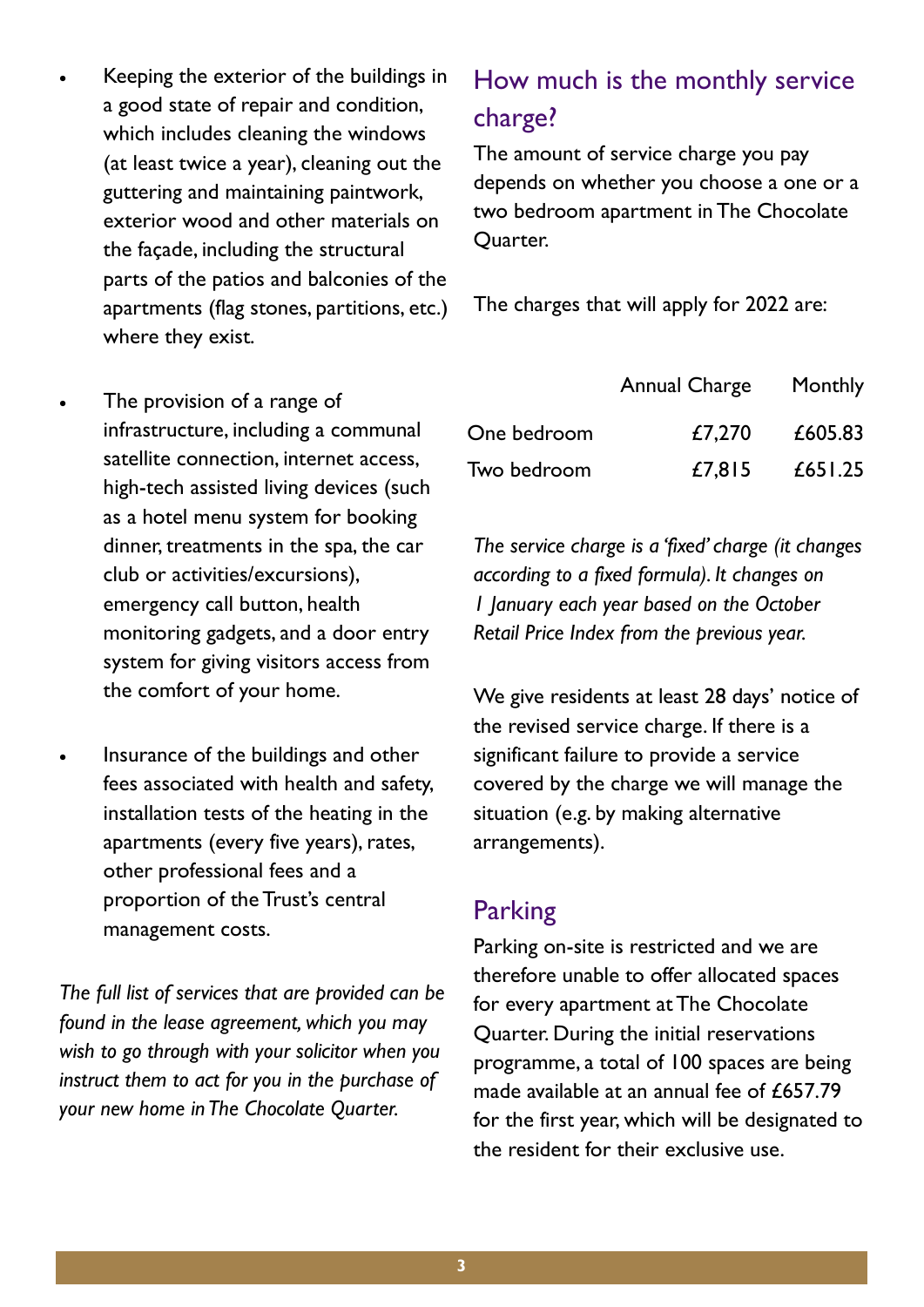- Keeping the exterior of the buildings in a good state of repair and condition, which includes cleaning the windows (at least twice a year), cleaning out the guttering and maintaining paintwork, exterior wood and other materials on the façade, including the structural parts of the patios and balconies of the apartments (flag stones, partitions, etc.) where they exist.

- The provision of a range of infrastructure, including a communal satellite connection, internet access, high-tech assisted living devices (such as a hotel menu system for booking dinner, treatments in the spa, the car club or activities/excursions), emergency call button, health monitoring gadgets, and a door entry system for giving visitors access from the comfort of your home.

- Insurance of the buildings and other fees associated with health and safety, installation tests of the heating in the apartments (every five years), rates, other professional fees and a proportion of the Trust's central management costs.

*The full list of services that are provided can be found in the lease agreement, which you may wish to go through with your solicitor when you instruct them to act for you in the purchase of your new home in The Chocolate Quarter.*

## How much is the monthly service charge?

The amount of service charge you pay depends on whether you choose a one or a two bedroom apartment in The Chocolate Quarter.

The charges that will apply for 2022 are:

| | Annual Charge | Monthly |
|---|---|---|
| One bedroom | £7,270 | £605.83 |
| Two bedroom | £7,815 | £651.25 |

*The service charge is a 'fixed' charge (it changes according to a fixed formula). It changes on 1 January each year based on the October Retail Price Index from the previous year.*

We give residents at least 28 days' notice of the revised service charge. If there is a significant failure to provide a service covered by the charge we will manage the situation (e.g. by making alternative arrangements).

## Parking

Parking on-site is restricted and we are therefore unable to offer allocated spaces for every apartment at The Chocolate Quarter. During the initial reservations programme, a total of 100 spaces are being made available at an annual fee of £657.79 for the first year, which will be designated to the resident for their exclusive use.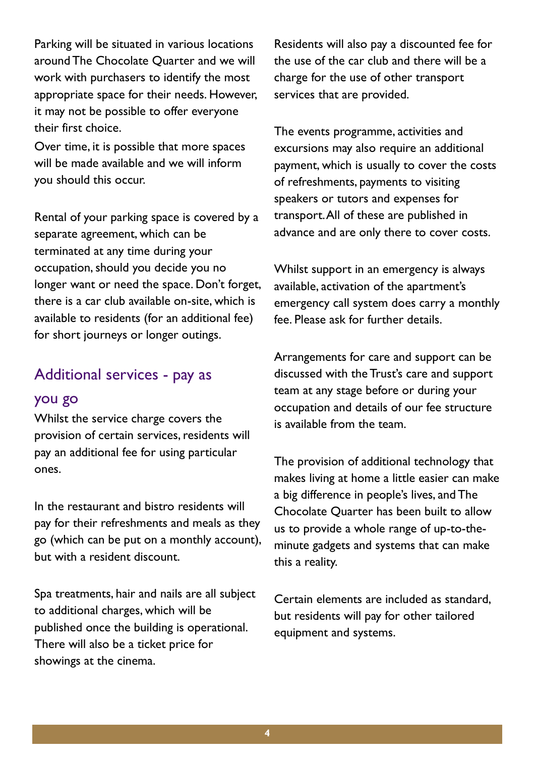Parking will be situated in various locations around The Chocolate Quarter and we will work with purchasers to identify the most appropriate space for their needs. However, it may not be possible to offer everyone their first choice.

Over time, it is possible that more spaces will be made available and we will inform you should this occur.

Rental of your parking space is covered by a separate agreement, which can be terminated at any time during your occupation, should you decide you no longer want or need the space. Don't forget, there is a car club available on-site, which is available to residents (for an additional fee) for short journeys or longer outings.

## Additional services - pay as you go

Whilst the service charge covers the provision of certain services, residents will pay an additional fee for using particular ones.

In the restaurant and bistro residents will pay for their refreshments and meals as they go (which can be put on a monthly account), but with a resident discount.

Spa treatments, hair and nails are all subject to additional charges, which will be published once the building is operational. There will also be a ticket price for showings at the cinema.

Residents will also pay a discounted fee for the use of the car club and there will be a charge for the use of other transport services that are provided.

The events programme, activities and excursions may also require an additional payment, which is usually to cover the costs of refreshments, payments to visiting speakers or tutors and expenses for transport. All of these are published in advance and are only there to cover costs.

Whilst support in an emergency is always available, activation of the apartment's emergency call system does carry a monthly fee. Please ask for further details.

Arrangements for care and support can be discussed with the Trust's care and support team at any stage before or during your occupation and details of our fee structure is available from the team.

The provision of additional technology that makes living at home a little easier can make a big difference in people's lives, and The Chocolate Quarter has been built to allow us to provide a whole range of up-to-the-minute gadgets and systems that can make this a reality.

Certain elements are included as standard, but residents will pay for other tailored equipment and systems.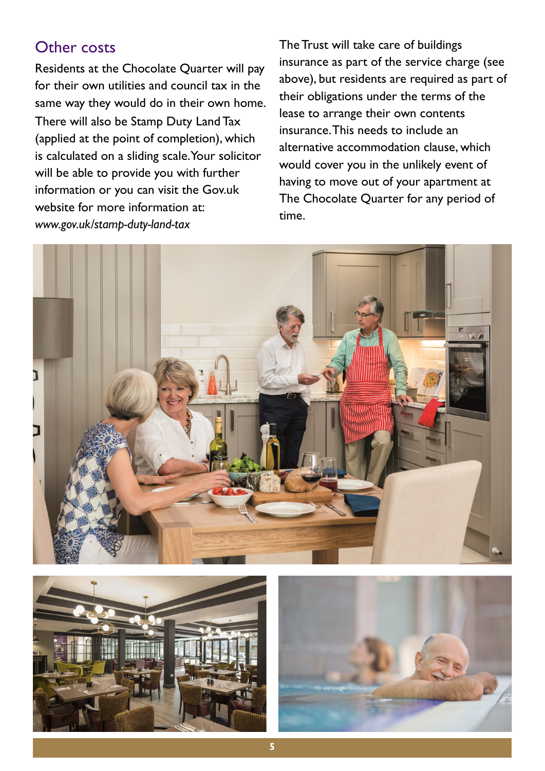## Other costs

Residents at the Chocolate Quarter will pay for their own utilities and council tax in the same way they would do in their own home. There will also be Stamp Duty Land Tax (applied at the point of completion), which is calculated on a sliding scale. Your solicitor will be able to provide you with further information or you can visit the Gov.uk website for more information at: *www.gov.uk/stamp-duty-land-tax*

The Trust will take care of buildings insurance as part of the service charge (see above), but residents are required as part of their obligations under the terms of the lease to arrange their own contents insurance. This needs to include an alternative accommodation clause, which would cover you in the unlikely event of having to move out of your apartment at The Chocolate Quarter for any period of time.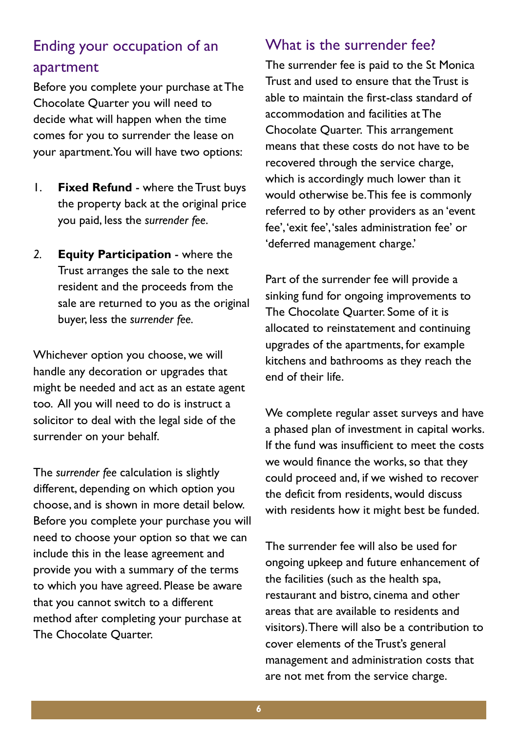## Ending your occupation of an apartment

Before you complete your purchase at The Chocolate Quarter you will need to decide what will happen when the time comes for you to surrender the lease on your apartment. You will have two options:

1. **Fixed Refund** - where the Trust buys the property back at the original price you paid, less the *surrender fee*.

2. **Equity Participation** - where the Trust arranges the sale to the next resident and the proceeds from the sale are returned to you as the original buyer, less the *surrender fee*.

Whichever option you choose, we will handle any decoration or upgrades that might be needed and act as an estate agent too. All you will need to do is instruct a solicitor to deal with the legal side of the surrender on your behalf.

The *surrender fee* calculation is slightly different, depending on which option you choose, and is shown in more detail below. Before you complete your purchase you will need to choose your option so that we can include this in the lease agreement and provide you with a summary of the terms to which you have agreed. Please be aware that you cannot switch to a different method after completing your purchase at The Chocolate Quarter.

## What is the surrender fee?

The surrender fee is paid to the St Monica Trust and used to ensure that the Trust is able to maintain the first-class standard of accommodation and facilities at The Chocolate Quarter. This arrangement means that these costs do not have to be recovered through the service charge, which is accordingly much lower than it would otherwise be. This fee is commonly referred to by other providers as an 'event fee', 'exit fee', 'sales administration fee' or 'deferred management charge.'

Part of the surrender fee will provide a sinking fund for ongoing improvements to The Chocolate Quarter. Some of it is allocated to reinstatement and continuing upgrades of the apartments, for example kitchens and bathrooms as they reach the end of their life.

We complete regular asset surveys and have a phased plan of investment in capital works. If the fund was insufficient to meet the costs we would finance the works, so that they could proceed and, if we wished to recover the deficit from residents, would discuss with residents how it might best be funded.

The surrender fee will also be used for ongoing upkeep and future enhancement of the facilities (such as the health spa, restaurant and bistro, cinema and other areas that are available to residents and visitors). There will also be a contribution to cover elements of the Trust's general management and administration costs that are not met from the service charge.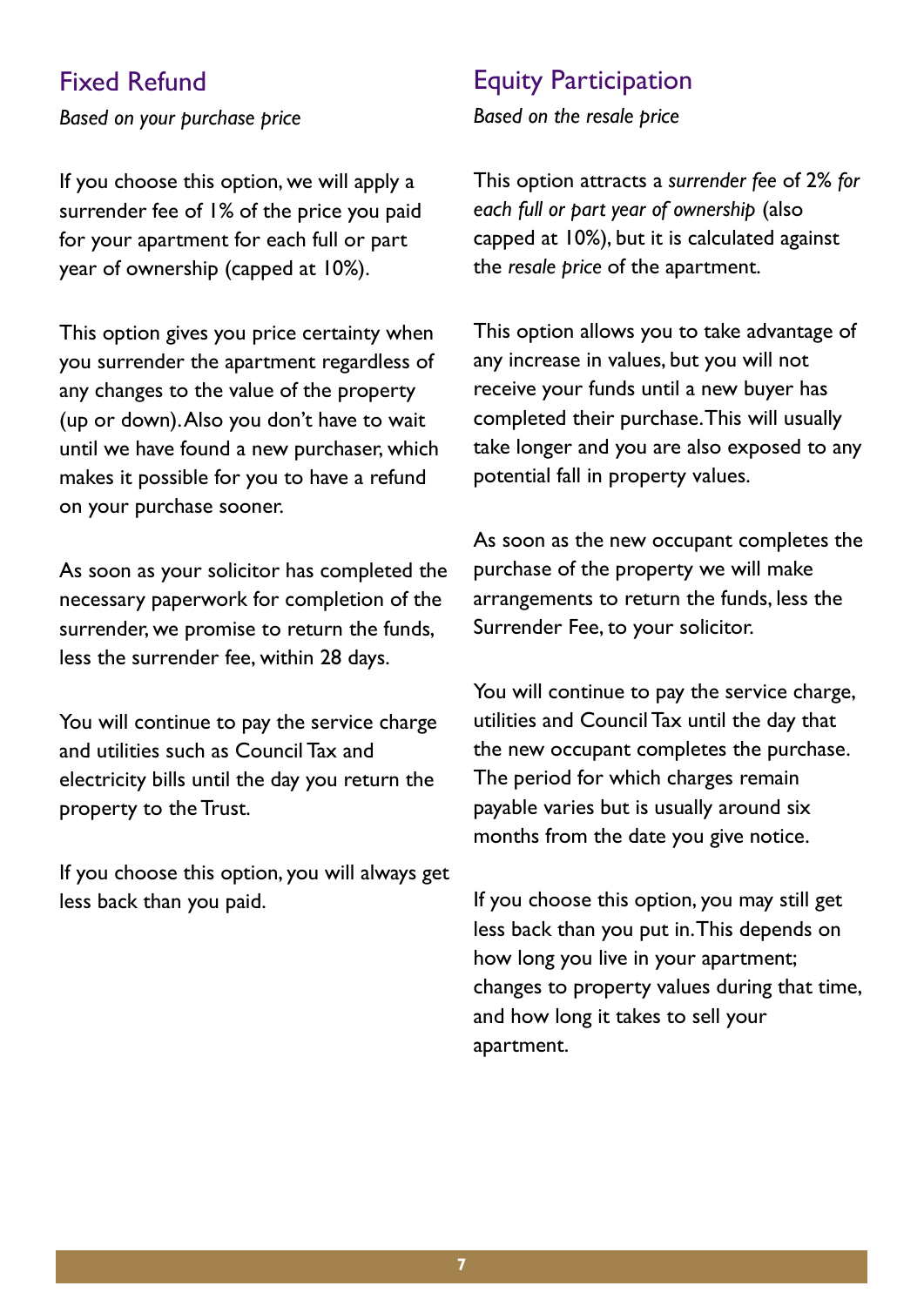## Fixed Refund

*Based on your purchase price*

If you choose this option, we will apply a surrender fee of 1% of the price you paid for your apartment for each full or part year of ownership (capped at 10%).

This option gives you price certainty when you surrender the apartment regardless of any changes to the value of the property (up or down). Also you don't have to wait until we have found a new purchaser, which makes it possible for you to have a refund on your purchase sooner.

As soon as your solicitor has completed the necessary paperwork for completion of the surrender, we promise to return the funds, less the surrender fee, within 28 days.

You will continue to pay the service charge and utilities such as Council Tax and electricity bills until the day you return the property to the Trust.

If you choose this option, you will always get less back than you paid.

## Equity Participation

*Based on the resale price*

This option attracts a *surrender fee* of 2% *for each full or part year of ownership* (also capped at 10%), but it is calculated against the *resale price* of the apartment.

This option allows you to take advantage of any increase in values, but you will not receive your funds until a new buyer has completed their purchase. This will usually take longer and you are also exposed to any potential fall in property values.

As soon as the new occupant completes the purchase of the property we will make arrangements to return the funds, less the Surrender Fee, to your solicitor.

You will continue to pay the service charge, utilities and Council Tax until the day that the new occupant completes the purchase. The period for which charges remain payable varies but is usually around six months from the date you give notice.

If you choose this option, you may still get less back than you put in. This depends on how long you live in your apartment; changes to property values during that time, and how long it takes to sell your apartment.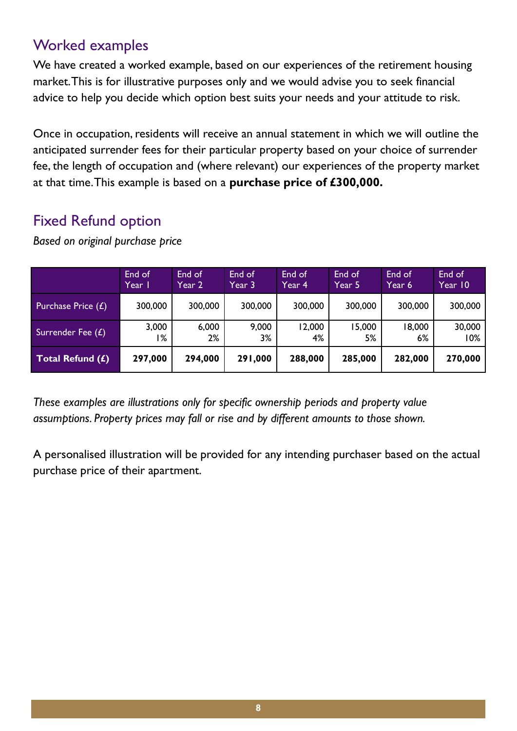## Worked examples

We have created a worked example, based on our experiences of the retirement housing market. This is for illustrative purposes only and we would advise you to seek financial advice to help you decide which option best suits your needs and your attitude to risk.

Once in occupation, residents will receive an annual statement in which we will outline the anticipated surrender fees for their particular property based on your choice of surrender fee, the length of occupation and (where relevant) our experiences of the property market at that time. This example is based on a **purchase price of £300,000.**

## Fixed Refund option

*Based on original purchase price*

| | End of Year 1 | End of Year 2 | End of Year 3 | End of Year 4 | End of Year 5 | End of Year 6 | End of Year 10 |
|---|---|---|---|---|---|---|---|
| Purchase Price (£) | 300,000 | 300,000 | 300,000 | 300,000 | 300,000 | 300,000 | 300,000 |
| Surrender Fee (£) | 3,000 1% | 6,000 2% | 9,000 3% | 12,000 4% | 15,000 5% | 18,000 6% | 30,000 10% |
| **Total Refund (£)** | **297,000** | **294,000** | **291,000** | **288,000** | **285,000** | **282,000** | **270,000** |

*These examples are illustrations only for specific ownership periods and property value assumptions. Property prices may fall or rise and by different amounts to those shown.*

A personalised illustration will be provided for any intending purchaser based on the actual purchase price of their apartment.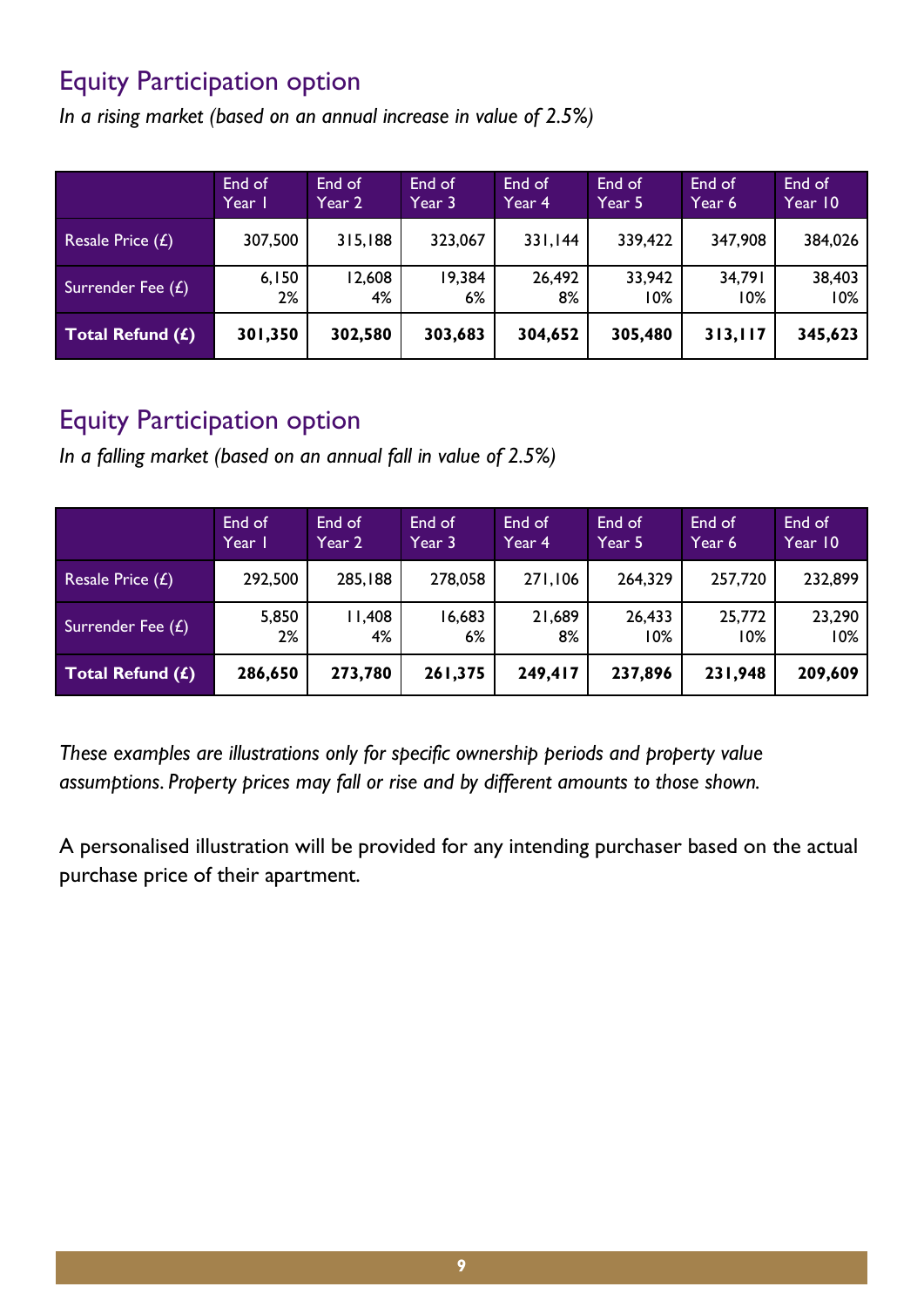## Equity Participation option

*In a rising market (based on an annual increase in value of 2.5%)*

| | End of Year 1 | End of Year 2 | End of Year 3 | End of Year 4 | End of Year 5 | End of Year 6 | End of Year 10 |
|---|---|---|---|---|---|---|---|
| Resale Price (£) | 307,500 | 315,188 | 323,067 | 331,144 | 339,422 | 347,908 | 384,026 |
| Surrender Fee (£) | 6,150 2% | 12,608 4% | 19,384 6% | 26,492 8% | 33,942 10% | 34,791 10% | 38,403 10% |
| **Total Refund (£)** | **301,350** | **302,580** | **303,683** | **304,652** | **305,480** | **313,117** | **345,623** |

## Equity Participation option

*In a falling market (based on an annual fall in value of 2.5%)*

| | End of Year 1 | End of Year 2 | End of Year 3 | End of Year 4 | End of Year 5 | End of Year 6 | End of Year 10 |
|---|---|---|---|---|---|---|---|
| Resale Price (£) | 292,500 | 285,188 | 278,058 | 271,106 | 264,329 | 257,720 | 232,899 |
| Surrender Fee (£) | 5,850 2% | 11,408 4% | 16,683 6% | 21,689 8% | 26,433 10% | 25,772 10% | 23,290 10% |
| **Total Refund (£)** | **286,650** | **273,780** | **261,375** | **249,417** | **237,896** | **231,948** | **209,609** |

*These examples are illustrations only for specific ownership periods and property value assumptions. Property prices may fall or rise and by different amounts to those shown.*

A personalised illustration will be provided for any intending purchaser based on the actual purchase price of their apartment.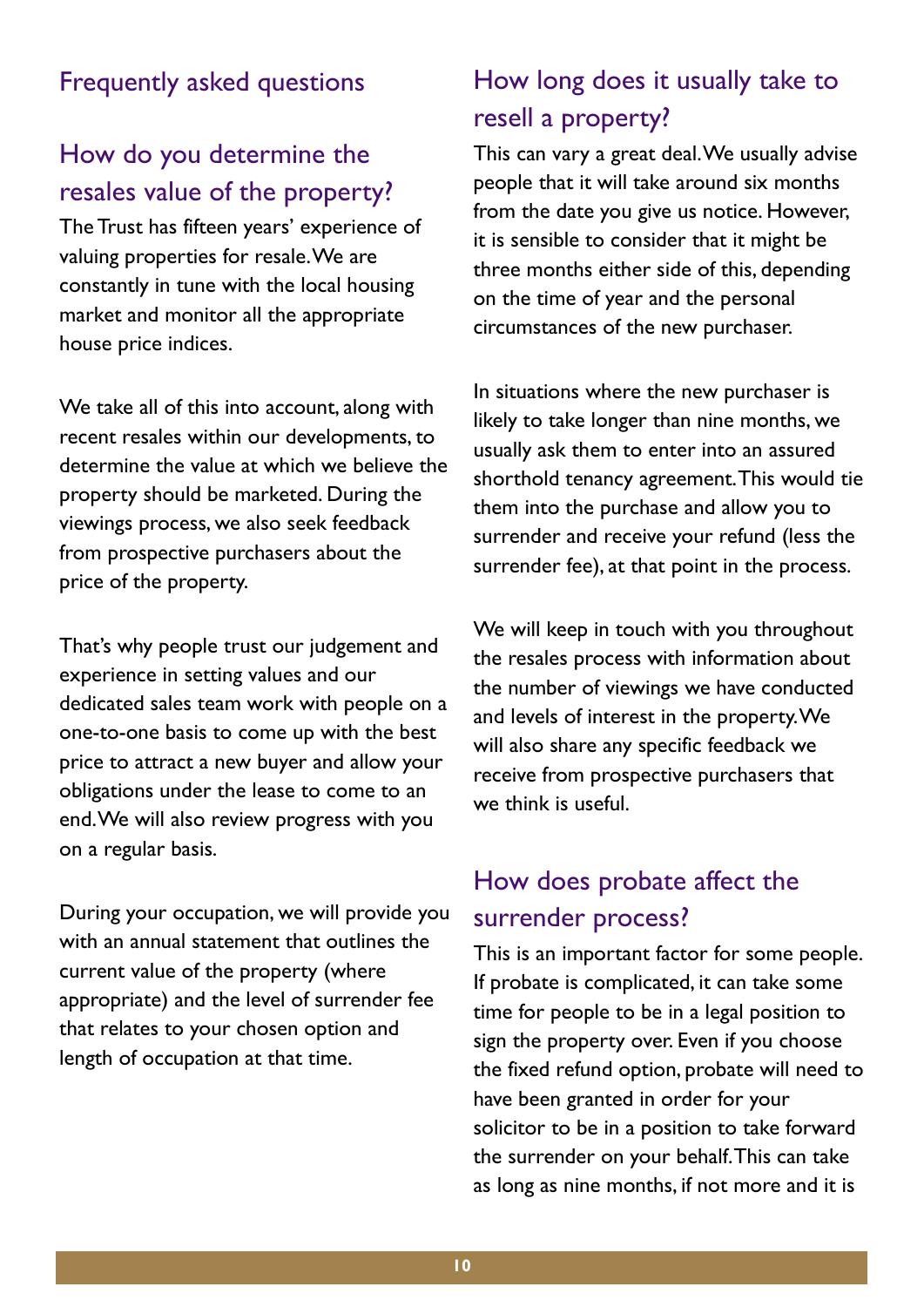## Frequently asked questions

### How do you determine the resales value of the property?

The Trust has fifteen years' experience of valuing properties for resale. We are constantly in tune with the local housing market and monitor all the appropriate house price indices.

We take all of this into account, along with recent resales within our developments, to determine the value at which we believe the property should be marketed. During the viewings process, we also seek feedback from prospective purchasers about the price of the property.

That's why people trust our judgement and experience in setting values and our dedicated sales team work with people on a one-to-one basis to come up with the best price to attract a new buyer and allow your obligations under the lease to come to an end. We will also review progress with you on a regular basis.

During your occupation, we will provide you with an annual statement that outlines the current value of the property (where appropriate) and the level of surrender fee that relates to your chosen option and length of occupation at that time.

### How long does it usually take to resell a property?

This can vary a great deal. We usually advise people that it will take around six months from the date you give us notice. However, it is sensible to consider that it might be three months either side of this, depending on the time of year and the personal circumstances of the new purchaser.

In situations where the new purchaser is likely to take longer than nine months, we usually ask them to enter into an assured shorthold tenancy agreement. This would tie them into the purchase and allow you to surrender and receive your refund (less the surrender fee), at that point in the process.

We will keep in touch with you throughout the resales process with information about the number of viewings we have conducted and levels of interest in the property. We will also share any specific feedback we receive from prospective purchasers that we think is useful.

### How does probate affect the surrender process?

This is an important factor for some people. If probate is complicated, it can take some time for people to be in a legal position to sign the property over. Even if you choose the fixed refund option, probate will need to have been granted in order for your solicitor to be in a position to take forward the surrender on your behalf. This can take as long as nine months, if not more and it is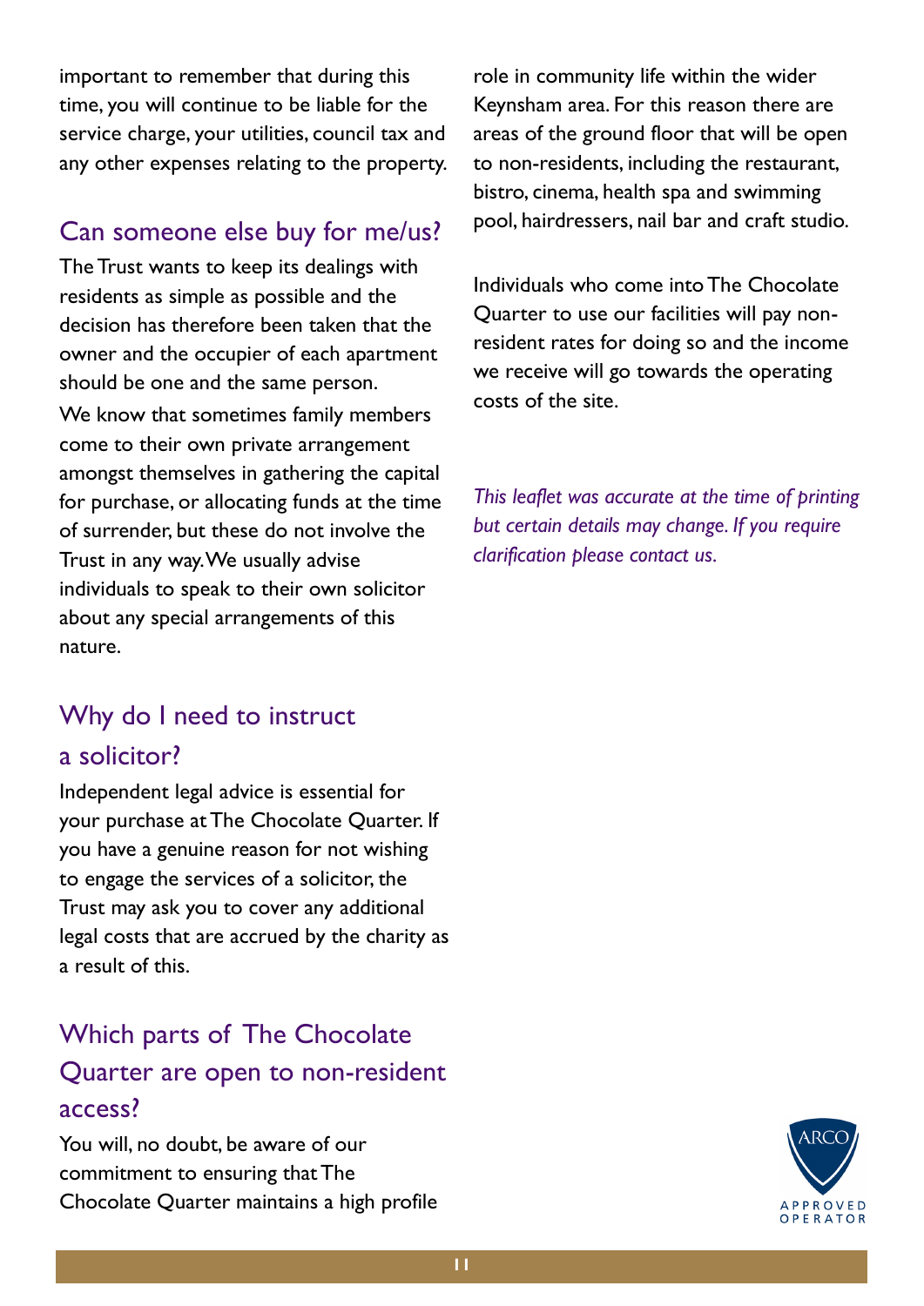important to remember that during this time, you will continue to be liable for the service charge, your utilities, council tax and any other expenses relating to the property.

## Can someone else buy for me/us?

The Trust wants to keep its dealings with residents as simple as possible and the decision has therefore been taken that the owner and the occupier of each apartment should be one and the same person.

We know that sometimes family members come to their own private arrangement amongst themselves in gathering the capital for purchase, or allocating funds at the time of surrender, but these do not involve the Trust in any way. We usually advise individuals to speak to their own solicitor about any special arrangements of this nature.

## Why do I need to instruct a solicitor?

Independent legal advice is essential for your purchase at The Chocolate Quarter. If you have a genuine reason for not wishing to engage the services of a solicitor, the Trust may ask you to cover any additional legal costs that are accrued by the charity as a result of this.

## Which parts of The Chocolate Quarter are open to non-resident access?

You will, no doubt, be aware of our commitment to ensuring that The Chocolate Quarter maintains a high profile role in community life within the wider Keynsham area. For this reason there are areas of the ground floor that will be open to non-residents, including the restaurant, bistro, cinema, health spa and swimming pool, hairdressers, nail bar and craft studio.

Individuals who come into The Chocolate Quarter to use our facilities will pay non-resident rates for doing so and the income we receive will go towards the operating costs of the site.

*This leaflet was accurate at the time of printing but certain details may change. If you require clarification please contact us.*

ARCO APPROVED OPERATOR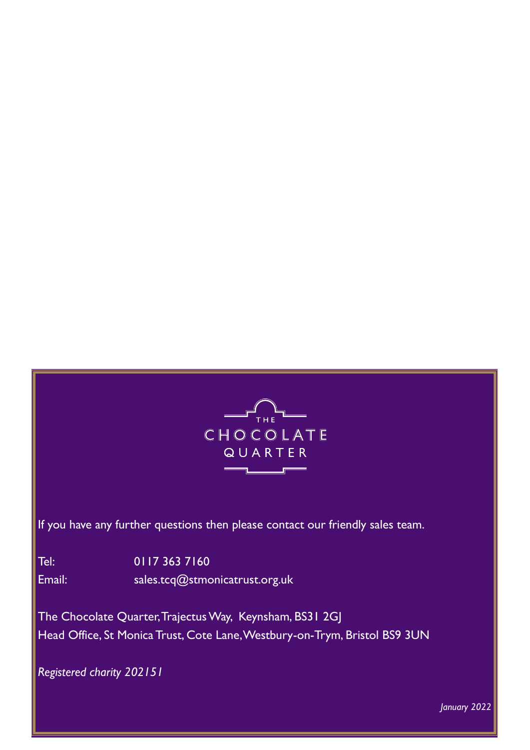THE CHOCOLATE QUARTER

If you have any further questions then please contact our friendly sales team.

Tel: 0117 363 7160
Email: sales.tcq@stmonicatrust.org.uk

The Chocolate Quarter, Trajectus Way, Keynsham, BS31 2GJ
Head Office, St Monica Trust, Cote Lane, Westbury-on-Trym, Bristol BS9 3UN

*Registered charity 202151*

*January 2022*